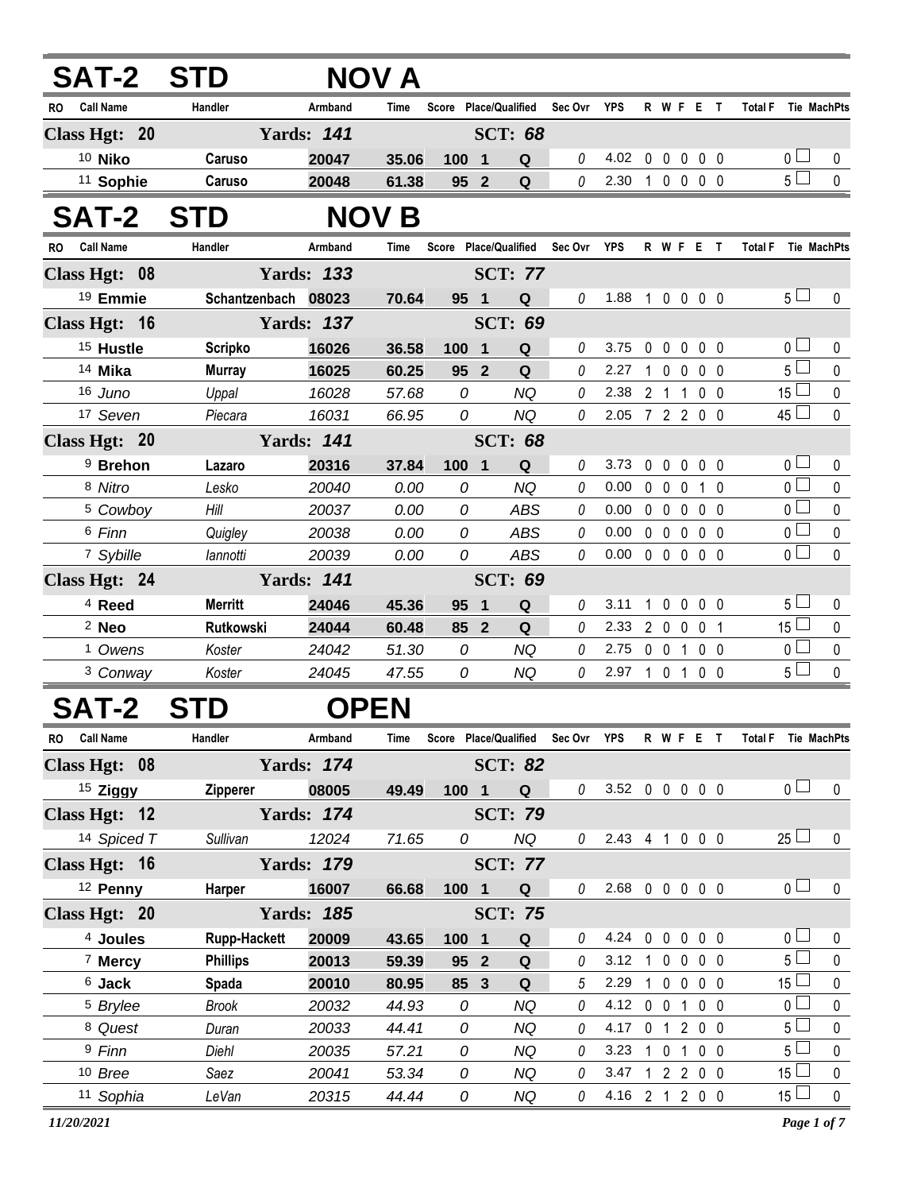## SAT-2 STD NOV A

| RO | Call Name | Handler | Armband | Time | Score | Place/Qualified | | Sec Ovr | YPS | R | W | F | E | T | Total F | Tie | MachPts |
|---|---|---|---|---|---|---|---|---|---|---|---|---|---|---|---|---|---|
| **Class Hgt: 20** | | **Yards: 141** | | | | **SCT: 68** | | | | | | | | | | | |
| 10 | **Niko** | **Caruso** | **20047** | **35.06** | **100** | **1** | **Q** | 0 | 4.02 | 0 | 0 | 0 | 0 | 0 | 0 | ☐ | 0 |
| 11 | **Sophie** | **Caruso** | **20048** | **61.38** | **95** | **2** | **Q** | 0 | 2.30 | 1 | 0 | 0 | 0 | 0 | 5 | ☐ | 0 |

## SAT-2 STD NOV B

| RO | Call Name | Handler | Armband | Time | Score | Place/Qualified | | Sec Ovr | YPS | R | W | F | E | T | Total F | Tie | MachPts |
|---|---|---|---|---|---|---|---|---|---|---|---|---|---|---|---|---|---|
| **Class Hgt: 08** | | **Yards: 133** | | | | **SCT: 77** | | | | | | | | | | | |
| 19 | **Emmie** | **Schantzenbach** | **08023** | **70.64** | **95** | **1** | **Q** | 0 | 1.88 | 1 | 0 | 0 | 0 | 0 | 5 | ☐ | 0 |
| **Class Hgt: 16** | | **Yards: 137** | | | | **SCT: 69** | | | | | | | | | | | |
| 15 | **Hustle** | **Scripko** | **16026** | **36.58** | **100** | **1** | **Q** | 0 | 3.75 | 0 | 0 | 0 | 0 | 0 | 0 | ☐ | 0 |
| 14 | **Mika** | **Murray** | **16025** | **60.25** | **95** | **2** | **Q** | 0 | 2.27 | 1 | 0 | 0 | 0 | 0 | 5 | ☐ | 0 |
| 16 | *Juno* | *Uppal* | *16028* | *57.68* | *0* | | *NQ* | 0 | 2.38 | 2 | 1 | 1 | 0 | 0 | 15 | ☐ | 0 |
| 17 | *Seven* | *Piecara* | *16031* | *66.95* | *0* | | *NQ* | 0 | 2.05 | 7 | 2 | 2 | 0 | 0 | 45 | ☐ | 0 |
| **Class Hgt: 20** | | **Yards: 141** | | | | **SCT: 68** | | | | | | | | | | | |
| 9 | **Brehon** | **Lazaro** | **20316** | **37.84** | **100** | **1** | **Q** | 0 | 3.73 | 0 | 0 | 0 | 0 | 0 | 0 | ☐ | 0 |
| 8 | *Nitro* | *Lesko* | *20040* | *0.00* | *0* | | *NQ* | 0 | 0.00 | 0 | 0 | 0 | 1 | 0 | 0 | ☐ | 0 |
| 5 | *Cowboy* | *Hill* | *20037* | *0.00* | *0* | | *ABS* | 0 | 0.00 | 0 | 0 | 0 | 0 | 0 | 0 | ☐ | 0 |
| 6 | *Finn* | *Quigley* | *20038* | *0.00* | *0* | | *ABS* | 0 | 0.00 | 0 | 0 | 0 | 0 | 0 | 0 | ☐ | 0 |
| 7 | *Sybille* | *Iannotti* | *20039* | *0.00* | *0* | | *ABS* | 0 | 0.00 | 0 | 0 | 0 | 0 | 0 | 0 | ☐ | 0 |
| **Class Hgt: 24** | | **Yards: 141** | | | | **SCT: 69** | | | | | | | | | | | |
| 4 | **Reed** | **Merritt** | **24046** | **45.36** | **95** | **1** | **Q** | 0 | 3.11 | 1 | 0 | 0 | 0 | 0 | 5 | ☐ | 0 |
| 2 | **Neo** | **Rutkowski** | **24044** | **60.48** | **85** | **2** | **Q** | 0 | 2.33 | 2 | 0 | 0 | 0 | 1 | 15 | ☐ | 0 |
| 1 | *Owens* | *Koster* | *24042* | *51.30* | *0* | | *NQ* | 0 | 2.75 | 0 | 0 | 1 | 0 | 0 | 0 | ☐ | 0 |
| 3 | *Conway* | *Koster* | *24045* | *47.55* | *0* | | *NQ* | 0 | 2.97 | 1 | 0 | 1 | 0 | 0 | 5 | ☐ | 0 |

## SAT-2 STD OPEN

| RO | Call Name | Handler | Armband | Time | Score | Place/Qualified | | Sec Ovr | YPS | R | W | F | E | T | Total F | Tie | MachPts |
|---|---|---|---|---|---|---|---|---|---|---|---|---|---|---|---|---|---|
| **Class Hgt: 08** | | **Yards: 174** | | | | **SCT: 82** | | | | | | | | | | | |
| 15 | **Ziggy** | **Zipperer** | **08005** | **49.49** | **100** | **1** | **Q** | 0 | 3.52 | 0 | 0 | 0 | 0 | 0 | 0 | ☐ | 0 |
| **Class Hgt: 12** | | **Yards: 174** | | | | **SCT: 79** | | | | | | | | | | | |
| 14 | *Spiced T* | *Sullivan* | *12024* | *71.65* | *0* | | *NQ* | 0 | 2.43 | 4 | 1 | 0 | 0 | 0 | 25 | ☐ | 0 |
| **Class Hgt: 16** | | **Yards: 179** | | | | **SCT: 77** | | | | | | | | | | | |
| 12 | **Penny** | **Harper** | **16007** | **66.68** | **100** | **1** | **Q** | 0 | 2.68 | 0 | 0 | 0 | 0 | 0 | 0 | ☐ | 0 |
| **Class Hgt: 20** | | **Yards: 185** | | | | **SCT: 75** | | | | | | | | | | | |
| 4 | **Joules** | **Rupp-Hackett** | **20009** | **43.65** | **100** | **1** | **Q** | 0 | 4.24 | 0 | 0 | 0 | 0 | 0 | 0 | ☐ | 0 |
| 7 | **Mercy** | **Phillips** | **20013** | **59.39** | **95** | **2** | **Q** | 0 | 3.12 | 1 | 0 | 0 | 0 | 0 | 5 | ☐ | 0 |
| 6 | **Jack** | **Spada** | **20010** | **80.95** | **85** | **3** | **Q** | 5 | 2.29 | 1 | 0 | 0 | 0 | 0 | 15 | ☐ | 0 |
| 5 | *Brylee* | *Brook* | *20032* | *44.93* | *0* | | *NQ* | 0 | 4.12 | 0 | 0 | 1 | 0 | 0 | 0 | ☐ | 0 |
| 8 | *Quest* | *Duran* | *20033* | *44.41* | *0* | | *NQ* | 0 | 4.17 | 0 | 1 | 2 | 0 | 0 | 5 | ☐ | 0 |
| 9 | *Finn* | *Diehl* | *20035* | *57.21* | *0* | | *NQ* | 0 | 3.23 | 1 | 0 | 1 | 0 | 0 | 5 | ☐ | 0 |
| 10 | *Bree* | *Saez* | *20041* | *53.34* | *0* | | *NQ* | 0 | 3.47 | 1 | 2 | 2 | 0 | 0 | 15 | ☐ | 0 |
| 11 | *Sophia* | *LeVan* | *20315* | *44.44* | *0* | | *NQ* | 0 | 4.16 | 2 | 1 | 2 | 0 | 0 | 15 | ☐ | 0 |

*11/20/2021*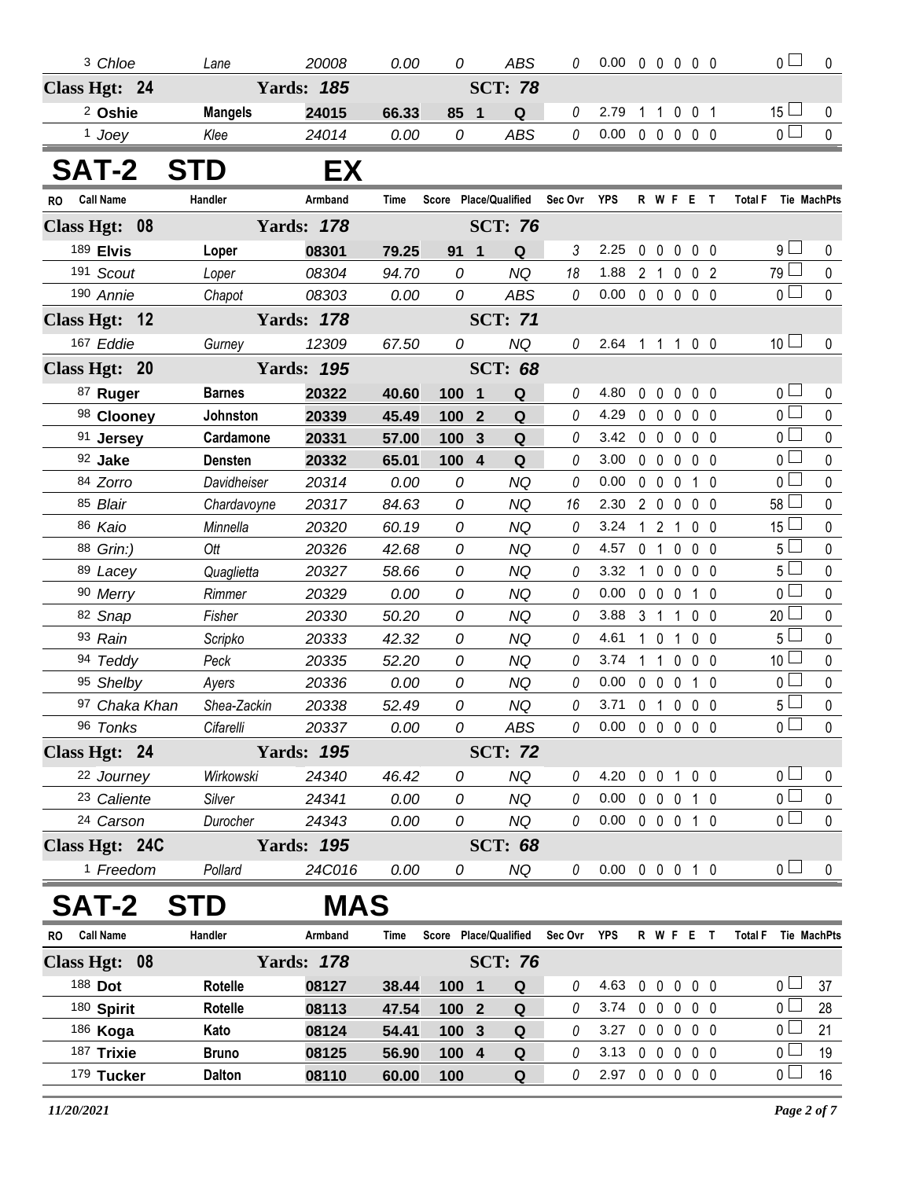| RO | Call Name | Handler | Armband | Time | Score | Place/Qualified | | Sec Ovr | YPS | R | W | F | E | T | Total F | Tie | MachPts |
|---|---|---|---|---|---|---|---|---|---|---|---|---|---|---|---|---|---|
| 3 | Chloe | Lane | 20008 | 0.00 | 0 | | ABS | 0 | 0.00 | 0 | 0 | 0 | 0 | 0 | 0 | | 0 |
| **Class Hgt: 24** | | **Yards: 185** | | | | **SCT: 78** | | | | | | | | | | | |
| 2 | **Oshie** | **Mangels** | **24015** | **66.33** | **85** | **1** | **Q** | 0 | 2.79 | 1 | 1 | 0 | 0 | 1 | 15 | | 0 |
| 1 | Joey | Klee | 24014 | 0.00 | 0 | | ABS | 0 | 0.00 | 0 | 0 | 0 | 0 | 0 | 0 | | 0 |

# SAT-2 STD EX

| RO | Call Name | Handler | Armband | Time | Score | Place/Qualified | | Sec Ovr | YPS | R | W | F | E | T | Total F | Tie | MachPts |
|---|---|---|---|---|---|---|---|---|---|---|---|---|---|---|---|---|---|
| **Class Hgt: 08** | | **Yards: 178** | | | | **SCT: 76** | | | | | | | | | | | |
| 189 | **Elvis** | **Loper** | **08301** | **79.25** | **91** | **1** | **Q** | 3 | 2.25 | 0 | 0 | 0 | 0 | 0 | 9 | | 0 |
| 191 | Scout | Loper | 08304 | 94.70 | 0 | | NQ | 18 | 1.88 | 2 | 1 | 0 | 0 | 2 | 79 | | 0 |
| 190 | Annie | Chapot | 08303 | 0.00 | 0 | | ABS | 0 | 0.00 | 0 | 0 | 0 | 0 | 0 | 0 | | 0 |
| **Class Hgt: 12** | | **Yards: 178** | | | | **SCT: 71** | | | | | | | | | | | |
| 167 | Eddie | Gurney | 12309 | 67.50 | 0 | | NQ | 0 | 2.64 | 1 | 1 | 1 | 0 | 0 | 10 | | 0 |
| **Class Hgt: 20** | | **Yards: 195** | | | | **SCT: 68** | | | | | | | | | | | |
| 87 | **Ruger** | **Barnes** | **20322** | **40.60** | **100** | **1** | **Q** | 0 | 4.80 | 0 | 0 | 0 | 0 | 0 | 0 | | 0 |
| 98 | **Clooney** | **Johnston** | **20339** | **45.49** | **100** | **2** | **Q** | 0 | 4.29 | 0 | 0 | 0 | 0 | 0 | 0 | | 0 |
| 91 | **Jersey** | **Cardamone** | **20331** | **57.00** | **100** | **3** | **Q** | 0 | 3.42 | 0 | 0 | 0 | 0 | 0 | 0 | | 0 |
| 92 | **Jake** | **Densten** | **20332** | **65.01** | **100** | **4** | **Q** | 0 | 3.00 | 0 | 0 | 0 | 0 | 0 | 0 | | 0 |
| 84 | Zorro | Davidheiser | 20314 | 0.00 | 0 | | NQ | 0 | 0.00 | 0 | 0 | 0 | 1 | 0 | 0 | | 0 |
| 85 | Blair | Chardavoyne | 20317 | 84.63 | 0 | | NQ | 16 | 2.30 | 2 | 0 | 0 | 0 | 0 | 58 | | 0 |
| 86 | Kaio | Minnella | 20320 | 60.19 | 0 | | NQ | 0 | 3.24 | 1 | 2 | 1 | 0 | 0 | 15 | | 0 |
| 88 | Grin:) | Ott | 20326 | 42.68 | 0 | | NQ | 0 | 4.57 | 0 | 1 | 0 | 0 | 0 | 5 | | 0 |
| 89 | Lacey | Quaglietta | 20327 | 58.66 | 0 | | NQ | 0 | 3.32 | 1 | 0 | 0 | 0 | 0 | 5 | | 0 |
| 90 | Merry | Rimmer | 20329 | 0.00 | 0 | | NQ | 0 | 0.00 | 0 | 0 | 0 | 1 | 0 | 0 | | 0 |
| 82 | Snap | Fisher | 20330 | 50.20 | 0 | | NQ | 0 | 3.88 | 3 | 1 | 1 | 0 | 0 | 20 | | 0 |
| 93 | Rain | Scripko | 20333 | 42.32 | 0 | | NQ | 0 | 4.61 | 1 | 0 | 1 | 0 | 0 | 5 | | 0 |
| 94 | Teddy | Peck | 20335 | 52.20 | 0 | | NQ | 0 | 3.74 | 1 | 1 | 0 | 0 | 0 | 10 | | 0 |
| 95 | Shelby | Ayers | 20336 | 0.00 | 0 | | NQ | 0 | 0.00 | 0 | 0 | 0 | 1 | 0 | 0 | | 0 |
| 97 | Chaka Khan | Shea-Zackin | 20338 | 52.49 | 0 | | NQ | 0 | 3.71 | 0 | 1 | 0 | 0 | 0 | 5 | | 0 |
| 96 | Tonks | Cifarelli | 20337 | 0.00 | 0 | | ABS | 0 | 0.00 | 0 | 0 | 0 | 0 | 0 | 0 | | 0 |
| **Class Hgt: 24** | | **Yards: 195** | | | | **SCT: 72** | | | | | | | | | | | |
| 22 | Journey | Wirkowski | 24340 | 46.42 | 0 | | NQ | 0 | 4.20 | 0 | 0 | 1 | 0 | 0 | 0 | | 0 |
| 23 | Caliente | Silver | 24341 | 0.00 | 0 | | NQ | 0 | 0.00 | 0 | 0 | 0 | 1 | 0 | 0 | | 0 |
| 24 | Carson | Durocher | 24343 | 0.00 | 0 | | NQ | 0 | 0.00 | 0 | 0 | 0 | 1 | 0 | 0 | | 0 |
| **Class Hgt: 24C** | | **Yards: 195** | | | | **SCT: 68** | | | | | | | | | | | |
| 1 | Freedom | Pollard | 24C016 | 0.00 | 0 | | NQ | 0 | 0.00 | 0 | 0 | 0 | 1 | 0 | 0 | | 0 |

# SAT-2 STD MAS

| RO | Call Name | Handler | Armband | Time | Score | Place/Qualified | | Sec Ovr | YPS | R | W | F | E | T | Total F | Tie | MachPts |
|---|---|---|---|---|---|---|---|---|---|---|---|---|---|---|---|---|---|
| **Class Hgt: 08** | | **Yards: 178** | | | | **SCT: 76** | | | | | | | | | | | |
| 188 | **Dot** | **Rotelle** | **08127** | **38.44** | **100** | **1** | **Q** | 0 | 4.63 | 0 | 0 | 0 | 0 | 0 | 0 | | 37 |
| 180 | **Spirit** | **Rotelle** | **08113** | **47.54** | **100** | **2** | **Q** | 0 | 3.74 | 0 | 0 | 0 | 0 | 0 | 0 | | 28 |
| 186 | **Koga** | **Kato** | **08124** | **54.41** | **100** | **3** | **Q** | 0 | 3.27 | 0 | 0 | 0 | 0 | 0 | 0 | | 21 |
| 187 | **Trixie** | **Bruno** | **08125** | **56.90** | **100** | **4** | **Q** | 0 | 3.13 | 0 | 0 | 0 | 0 | 0 | 0 | | 19 |
| 179 | **Tucker** | **Dalton** | **08110** | **60.00** | **100** | | **Q** | 0 | 2.97 | 0 | 0 | 0 | 0 | 0 | 0 | | 16 |

*11/20/2021*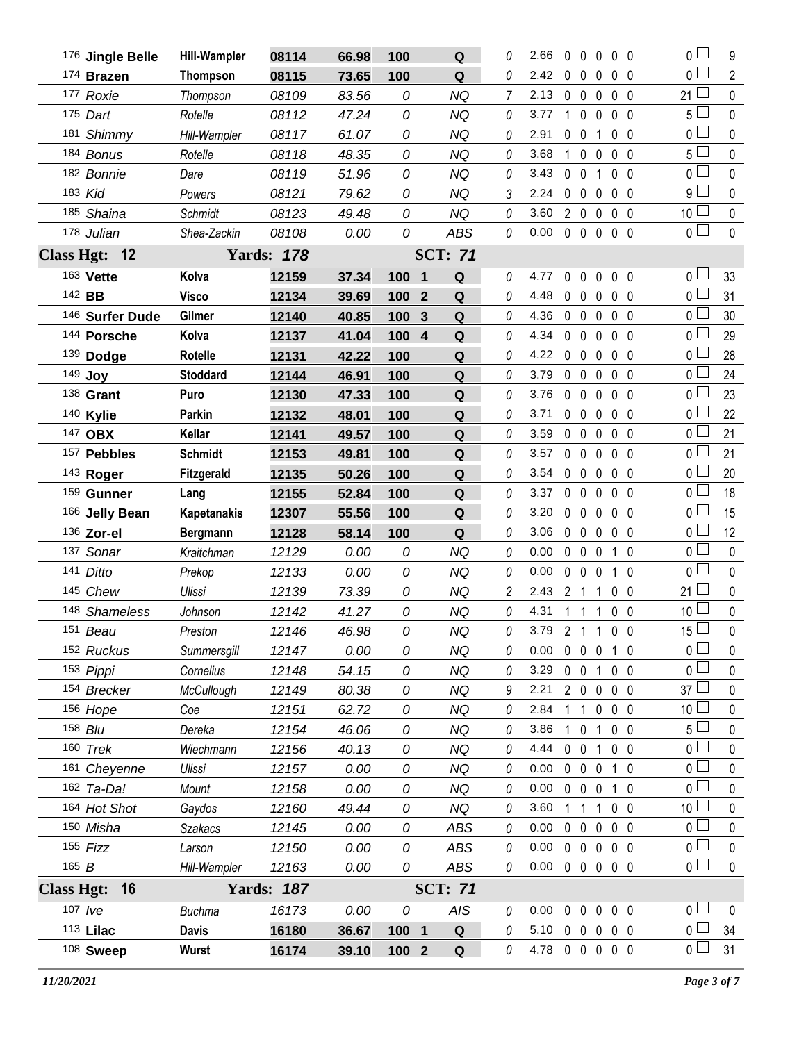| | | | | | | | | | | | | | | | | |
|---|---|---|---|---|---|---|---|---|---|---|---|---|---|---|---|---|
| 176 **Jingle Belle** | **Hill-Wampler** | **08114** | **66.98** | **100** | | **Q** | 0 | 2.66 | 0 | 0 | 0 | 0 | 0 | 0 | ☐ | 9 |
| 174 **Brazen** | **Thompson** | **08115** | **73.65** | **100** | | **Q** | 0 | 2.42 | 0 | 0 | 0 | 0 | 0 | 0 | ☐ | 2 |
| 177 *Roxie* | *Thompson* | *08109* | *83.56* | *0* | | *NQ* | 7 | 2.13 | 0 | 0 | 0 | 0 | 0 | 21 | ☐ | 0 |
| 175 *Dart* | *Rotelle* | *08112* | *47.24* | *0* | | *NQ* | 0 | 3.77 | 1 | 0 | 0 | 0 | 0 | 5 | ☐ | 0 |
| 181 *Shimmy* | *Hill-Wampler* | *08117* | *61.07* | *0* | | *NQ* | 0 | 2.91 | 0 | 0 | 1 | 0 | 0 | 0 | ☐ | 0 |
| 184 *Bonus* | *Rotelle* | *08118* | *48.35* | *0* | | *NQ* | 0 | 3.68 | 1 | 0 | 0 | 0 | 0 | 5 | ☐ | 0 |
| 182 *Bonnie* | *Dare* | *08119* | *51.96* | *0* | | *NQ* | 0 | 3.43 | 0 | 0 | 1 | 0 | 0 | 0 | ☐ | 0 |
| 183 *Kid* | *Powers* | *08121* | *79.62* | *0* | | *NQ* | 3 | 2.24 | 0 | 0 | 0 | 0 | 0 | 9 | ☐ | 0 |
| 185 *Shaina* | *Schmidt* | *08123* | *49.48* | *0* | | *NQ* | 0 | 3.60 | 2 | 0 | 0 | 0 | 0 | 10 | ☐ | 0 |
| 178 *Julian* | *Shea-Zackin* | *08108* | *0.00* | *0* | | *ABS* | 0 | 0.00 | 0 | 0 | 0 | 0 | 0 | 0 | ☐ | 0 |
| **Class Hgt: 12** | | **Yards: 178** | | | | **SCT: 71** | | | | | | | | | | |
| 163 **Vette** | **Kolva** | **12159** | **37.34** | **100** | **1** | **Q** | 0 | 4.77 | 0 | 0 | 0 | 0 | 0 | 0 | ☐ | 33 |
| 142 **BB** | **Visco** | **12134** | **39.69** | **100** | **2** | **Q** | 0 | 4.48 | 0 | 0 | 0 | 0 | 0 | 0 | ☐ | 31 |
| 146 **Surfer Dude** | **Gilmer** | **12140** | **40.85** | **100** | **3** | **Q** | 0 | 4.36 | 0 | 0 | 0 | 0 | 0 | 0 | ☐ | 30 |
| 144 **Porsche** | **Kolva** | **12137** | **41.04** | **100** | **4** | **Q** | 0 | 4.34 | 0 | 0 | 0 | 0 | 0 | 0 | ☐ | 29 |
| 139 **Dodge** | **Rotelle** | **12131** | **42.22** | **100** | | **Q** | 0 | 4.22 | 0 | 0 | 0 | 0 | 0 | 0 | ☐ | 28 |
| 149 **Joy** | **Stoddard** | **12144** | **46.91** | **100** | | **Q** | 0 | 3.79 | 0 | 0 | 0 | 0 | 0 | 0 | ☐ | 24 |
| 138 **Grant** | **Puro** | **12130** | **47.33** | **100** | | **Q** | 0 | 3.76 | 0 | 0 | 0 | 0 | 0 | 0 | ☐ | 23 |
| 140 **Kylie** | **Parkin** | **12132** | **48.01** | **100** | | **Q** | 0 | 3.71 | 0 | 0 | 0 | 0 | 0 | 0 | ☐ | 22 |
| 147 **OBX** | **Kellar** | **12141** | **49.57** | **100** | | **Q** | 0 | 3.59 | 0 | 0 | 0 | 0 | 0 | 0 | ☐ | 21 |
| 157 **Pebbles** | **Schmidt** | **12153** | **49.81** | **100** | | **Q** | 0 | 3.57 | 0 | 0 | 0 | 0 | 0 | 0 | ☐ | 21 |
| 143 **Roger** | **Fitzgerald** | **12135** | **50.26** | **100** | | **Q** | 0 | 3.54 | 0 | 0 | 0 | 0 | 0 | 0 | ☐ | 20 |
| 159 **Gunner** | **Lang** | **12155** | **52.84** | **100** | | **Q** | 0 | 3.37 | 0 | 0 | 0 | 0 | 0 | 0 | ☐ | 18 |
| 166 **Jelly Bean** | **Kapetanakis** | **12307** | **55.56** | **100** | | **Q** | 0 | 3.20 | 0 | 0 | 0 | 0 | 0 | 0 | ☐ | 15 |
| 136 **Zor-el** | **Bergmann** | **12128** | **58.14** | **100** | | **Q** | 0 | 3.06 | 0 | 0 | 0 | 0 | 0 | 0 | ☐ | 12 |
| 137 *Sonar* | *Kraitchman* | *12129* | *0.00* | *0* | | *NQ* | 0 | 0.00 | 0 | 0 | 0 | 1 | 0 | 0 | ☐ | 0 |
| 141 *Ditto* | *Prekop* | *12133* | *0.00* | *0* | | *NQ* | 0 | 0.00 | 0 | 0 | 0 | 1 | 0 | 0 | ☐ | 0 |
| 145 *Chew* | *Ulissi* | *12139* | *73.39* | *0* | | *NQ* | 2 | 2.43 | 2 | 1 | 1 | 0 | 0 | 21 | ☐ | 0 |
| 148 *Shameless* | *Johnson* | *12142* | *41.27* | *0* | | *NQ* | 0 | 4.31 | 1 | 1 | 1 | 0 | 0 | 10 | ☐ | 0 |
| 151 *Beau* | *Preston* | *12146* | *46.98* | *0* | | *NQ* | 0 | 3.79 | 2 | 1 | 1 | 0 | 0 | 15 | ☐ | 0 |
| 152 *Ruckus* | *Summersgill* | *12147* | *0.00* | *0* | | *NQ* | 0 | 0.00 | 0 | 0 | 0 | 1 | 0 | 0 | ☐ | 0 |
| 153 *Pippi* | *Cornelius* | *12148* | *54.15* | *0* | | *NQ* | 0 | 3.29 | 0 | 0 | 1 | 0 | 0 | 0 | ☐ | 0 |
| 154 *Brecker* | *McCullough* | *12149* | *80.38* | *0* | | *NQ* | 9 | 2.21 | 2 | 0 | 0 | 0 | 0 | 37 | ☐ | 0 |
| 156 *Hope* | *Coe* | *12151* | *62.72* | *0* | | *NQ* | 0 | 2.84 | 1 | 1 | 0 | 0 | 0 | 10 | ☐ | 0 |
| 158 *Blu* | *Dereka* | *12154* | *46.06* | *0* | | *NQ* | 0 | 3.86 | 1 | 0 | 1 | 0 | 0 | 5 | ☐ | 0 |
| 160 *Trek* | *Wiechmann* | *12156* | *40.13* | *0* | | *NQ* | 0 | 4.44 | 0 | 0 | 1 | 0 | 0 | 0 | ☐ | 0 |
| 161 *Cheyenne* | *Ulissi* | *12157* | *0.00* | *0* | | *NQ* | 0 | 0.00 | 0 | 0 | 0 | 1 | 0 | 0 | ☐ | 0 |
| 162 *Ta-Da!* | *Mount* | *12158* | *0.00* | *0* | | *NQ* | 0 | 0.00 | 0 | 0 | 0 | 1 | 0 | 0 | ☐ | 0 |
| 164 *Hot Shot* | *Gaydos* | *12160* | *49.44* | *0* | | *NQ* | 0 | 3.60 | 1 | 1 | 1 | 0 | 0 | 10 | ☐ | 0 |
| 150 *Misha* | *Szakacs* | *12145* | *0.00* | *0* | | *ABS* | 0 | 0.00 | 0 | 0 | 0 | 0 | 0 | 0 | ☐ | 0 |
| 155 *Fizz* | *Larson* | *12150* | *0.00* | *0* | | *ABS* | 0 | 0.00 | 0 | 0 | 0 | 0 | 0 | 0 | ☐ | 0 |
| 165 *B* | *Hill-Wampler* | *12163* | *0.00* | *0* | | *ABS* | 0 | 0.00 | 0 | 0 | 0 | 0 | 0 | 0 | ☐ | 0 |
| **Class Hgt: 16** | | **Yards: 187** | | | | **SCT: 71** | | | | | | | | | | |
| 107 *Ive* | *Buchma* | *16173* | *0.00* | *0* | | *AIS* | 0 | 0.00 | 0 | 0 | 0 | 0 | 0 | 0 | ☐ | 0 |
| 113 **Lilac** | **Davis** | **16180** | **36.67** | **100** | **1** | **Q** | 0 | 5.10 | 0 | 0 | 0 | 0 | 0 | 0 | ☐ | 34 |
| 108 **Sweep** | **Wurst** | **16174** | **39.10** | **100** | **2** | **Q** | 0 | 4.78 | 0 | 0 | 0 | 0 | 0 | 0 | ☐ | 31 |

*11/20/2021*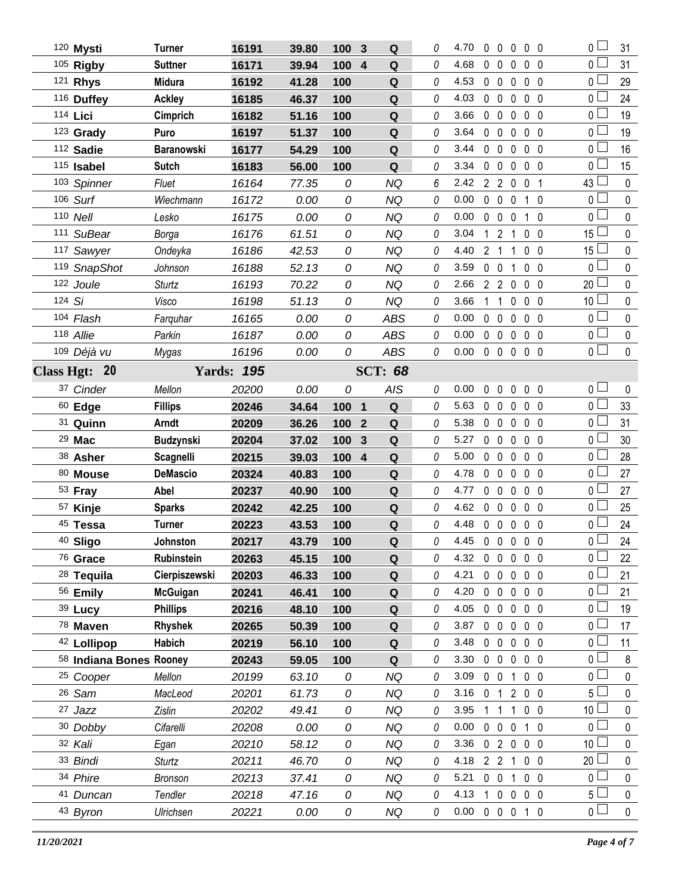| # | Dog | Handler | Armband | Time | Score | Place | Result | Time Faults | YPS | | | | | | Total Faults | | Points |
|---|---|---|---|---|---|---|---|---|---|---|---|---|---|---|---|---|---|
| 120 | **Mysti** | **Turner** | **16191** | **39.80** | **100** | **3** | **Q** | 0 | 4.70 | 0 | 0 | 0 | 0 | 0 | 0 | ☐ | 31 |
| 105 | **Rigby** | **Suttner** | **16171** | **39.94** | **100** | **4** | **Q** | 0 | 4.68 | 0 | 0 | 0 | 0 | 0 | 0 | ☐ | 31 |
| 121 | **Rhys** | **Midura** | **16192** | **41.28** | **100** | | **Q** | 0 | 4.53 | 0 | 0 | 0 | 0 | 0 | 0 | ☐ | 29 |
| 116 | **Duffey** | **Ackley** | **16185** | **46.37** | **100** | | **Q** | 0 | 4.03 | 0 | 0 | 0 | 0 | 0 | 0 | ☐ | 24 |
| 114 | **Lici** | **Cimprich** | **16182** | **51.16** | **100** | | **Q** | 0 | 3.66 | 0 | 0 | 0 | 0 | 0 | 0 | ☐ | 19 |
| 123 | **Grady** | **Puro** | **16197** | **51.37** | **100** | | **Q** | 0 | 3.64 | 0 | 0 | 0 | 0 | 0 | 0 | ☐ | 19 |
| 112 | **Sadie** | **Baranowski** | **16177** | **54.29** | **100** | | **Q** | 0 | 3.44 | 0 | 0 | 0 | 0 | 0 | 0 | ☐ | 16 |
| 115 | **Isabel** | **Sutch** | **16183** | **56.00** | **100** | | **Q** | 0 | 3.34 | 0 | 0 | 0 | 0 | 0 | 0 | ☐ | 15 |
| 103 | *Spinner* | *Fluet* | *16164* | *77.35* | *0* | | *NQ* | 6 | 2.42 | 2 | 2 | 0 | 0 | 1 | 43 | ☐ | 0 |
| 106 | *Surf* | *Wiechmann* | *16172* | *0.00* | *0* | | *NQ* | 0 | 0.00 | 0 | 0 | 0 | 1 | 0 | 0 | ☐ | 0 |
| 110 | *Nell* | *Lesko* | *16175* | *0.00* | *0* | | *NQ* | 0 | 0.00 | 0 | 0 | 0 | 1 | 0 | 0 | ☐ | 0 |
| 111 | *SuBear* | *Borga* | *16176* | *61.51* | *0* | | *NQ* | 0 | 3.04 | 1 | 2 | 1 | 0 | 0 | 15 | ☐ | 0 |
| 117 | *Sawyer* | *Ondeyka* | *16186* | *42.53* | *0* | | *NQ* | 0 | 4.40 | 2 | 1 | 1 | 0 | 0 | 15 | ☐ | 0 |
| 119 | *SnapShot* | *Johnson* | *16188* | *52.13* | *0* | | *NQ* | 0 | 3.59 | 0 | 0 | 1 | 0 | 0 | 0 | ☐ | 0 |
| 122 | *Joule* | *Sturtz* | *16193* | *70.22* | *0* | | *NQ* | 0 | 2.66 | 2 | 2 | 0 | 0 | 0 | 20 | ☐ | 0 |
| 124 | *Si* | *Visco* | *16198* | *51.13* | *0* | | *NQ* | 0 | 3.66 | 1 | 1 | 0 | 0 | 0 | 10 | ☐ | 0 |
| 104 | *Flash* | *Farquhar* | *16165* | *0.00* | *0* | | *ABS* | 0 | 0.00 | 0 | 0 | 0 | 0 | 0 | 0 | ☐ | 0 |
| 118 | *Allie* | *Parkin* | *16187* | *0.00* | *0* | | *ABS* | 0 | 0.00 | 0 | 0 | 0 | 0 | 0 | 0 | ☐ | 0 |
| 109 | *Déjà vu* | *Mygas* | *16196* | *0.00* | *0* | | *ABS* | 0 | 0.00 | 0 | 0 | 0 | 0 | 0 | 0 | ☐ | 0 |
| **Class Hgt: 20** | | **Yards: 195** | | | | | **SCT: 68** | | | | | | | | | | |
| 37 | *Cinder* | *Mellon* | *20200* | *0.00* | *0* | | *AIS* | 0 | 0.00 | 0 | 0 | 0 | 0 | 0 | 0 | ☐ | 0 |
| 60 | **Edge** | **Fillips** | **20246** | **34.64** | **100** | **1** | **Q** | 0 | 5.63 | 0 | 0 | 0 | 0 | 0 | 0 | ☐ | 33 |
| 31 | **Quinn** | **Arndt** | **20209** | **36.26** | **100** | **2** | **Q** | 0 | 5.38 | 0 | 0 | 0 | 0 | 0 | 0 | ☐ | 31 |
| 29 | **Mac** | **Budzynski** | **20204** | **37.02** | **100** | **3** | **Q** | 0 | 5.27 | 0 | 0 | 0 | 0 | 0 | 0 | ☐ | 30 |
| 38 | **Asher** | **Scagnelli** | **20215** | **39.03** | **100** | **4** | **Q** | 0 | 5.00 | 0 | 0 | 0 | 0 | 0 | 0 | ☐ | 28 |
| 80 | **Mouse** | **DeMascio** | **20324** | **40.83** | **100** | | **Q** | 0 | 4.78 | 0 | 0 | 0 | 0 | 0 | 0 | ☐ | 27 |
| 53 | **Fray** | **Abel** | **20237** | **40.90** | **100** | | **Q** | 0 | 4.77 | 0 | 0 | 0 | 0 | 0 | 0 | ☐ | 27 |
| 57 | **Kinje** | **Sparks** | **20242** | **42.25** | **100** | | **Q** | 0 | 4.62 | 0 | 0 | 0 | 0 | 0 | 0 | ☐ | 25 |
| 45 | **Tessa** | **Turner** | **20223** | **43.53** | **100** | | **Q** | 0 | 4.48 | 0 | 0 | 0 | 0 | 0 | 0 | ☐ | 24 |
| 40 | **Sligo** | **Johnston** | **20217** | **43.79** | **100** | | **Q** | 0 | 4.45 | 0 | 0 | 0 | 0 | 0 | 0 | ☐ | 24 |
| 76 | **Grace** | **Rubinstein** | **20263** | **45.15** | **100** | | **Q** | 0 | 4.32 | 0 | 0 | 0 | 0 | 0 | 0 | ☐ | 22 |
| 28 | **Tequila** | **Cierpiszewski** | **20203** | **46.33** | **100** | | **Q** | 0 | 4.21 | 0 | 0 | 0 | 0 | 0 | 0 | ☐ | 21 |
| 56 | **Emily** | **McGuigan** | **20241** | **46.41** | **100** | | **Q** | 0 | 4.20 | 0 | 0 | 0 | 0 | 0 | 0 | ☐ | 21 |
| 39 | **Lucy** | **Phillips** | **20216** | **48.10** | **100** | | **Q** | 0 | 4.05 | 0 | 0 | 0 | 0 | 0 | 0 | ☐ | 19 |
| 78 | **Maven** | **Rhyshek** | **20265** | **50.39** | **100** | | **Q** | 0 | 3.87 | 0 | 0 | 0 | 0 | 0 | 0 | ☐ | 17 |
| 42 | **Lollipop** | **Habich** | **20219** | **56.10** | **100** | | **Q** | 0 | 3.48 | 0 | 0 | 0 | 0 | 0 | 0 | ☐ | 11 |
| 58 | **Indiana Bones** | **Rooney** | **20243** | **59.05** | **100** | | **Q** | 0 | 3.30 | 0 | 0 | 0 | 0 | 0 | 0 | ☐ | 8 |
| 25 | *Cooper* | *Mellon* | *20199* | *63.10* | *0* | | *NQ* | 0 | 3.09 | 0 | 0 | 1 | 0 | 0 | 0 | ☐ | 0 |
| 26 | *Sam* | *MacLeod* | *20201* | *61.73* | *0* | | *NQ* | 0 | 3.16 | 0 | 1 | 2 | 0 | 0 | 5 | ☐ | 0 |
| 27 | *Jazz* | *Zislin* | *20202* | *49.41* | *0* | | *NQ* | 0 | 3.95 | 1 | 1 | 1 | 0 | 0 | 10 | ☐ | 0 |
| 30 | *Dobby* | *Cifarelli* | *20208* | *0.00* | *0* | | *NQ* | 0 | 0.00 | 0 | 0 | 0 | 1 | 0 | 0 | ☐ | 0 |
| 32 | *Kali* | *Egan* | *20210* | *58.12* | *0* | | *NQ* | 0 | 3.36 | 0 | 2 | 0 | 0 | 0 | 10 | ☐ | 0 |
| 33 | *Bindi* | *Sturtz* | *20211* | *46.70* | *0* | | *NQ* | 0 | 4.18 | 2 | 2 | 1 | 0 | 0 | 20 | ☐ | 0 |
| 34 | *Phire* | *Bronson* | *20213* | *37.41* | *0* | | *NQ* | 0 | 5.21 | 0 | 0 | 1 | 0 | 0 | 0 | ☐ | 0 |
| 41 | *Duncan* | *Tendler* | *20218* | *47.16* | *0* | | *NQ* | 0 | 4.13 | 1 | 0 | 0 | 0 | 0 | 5 | ☐ | 0 |
| 43 | *Byron* | *Ulrichsen* | *20221* | *0.00* | *0* | | *NQ* | 0 | 0.00 | 0 | 0 | 0 | 1 | 0 | 0 | ☐ | 0 |

*11/20/2021*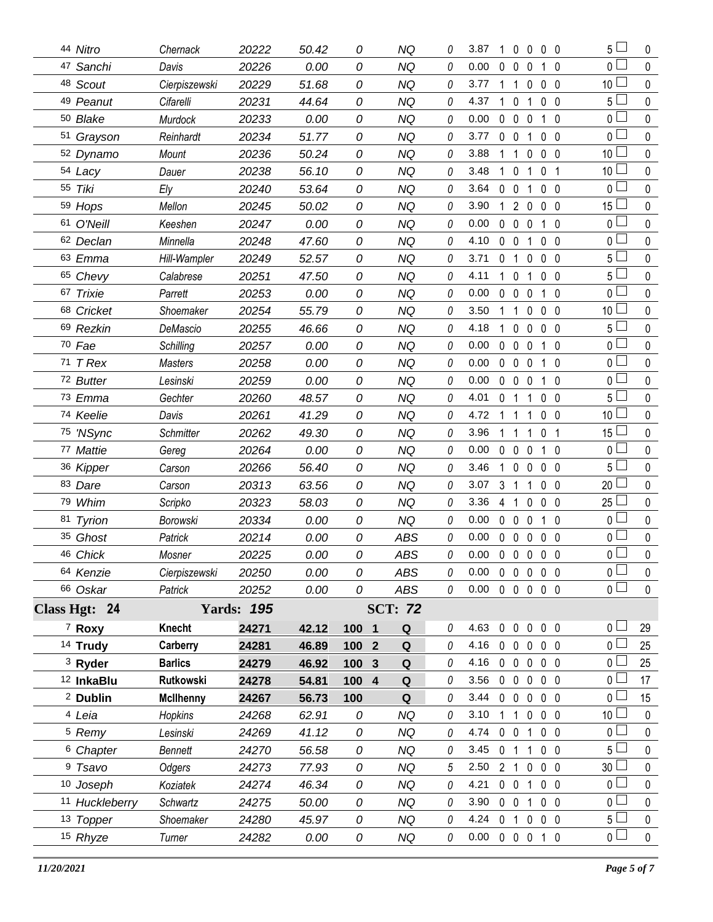| | | | | | | | | | | | | | | | | |
|---|---|---|---|---|---|---|---|---|---|---|---|---|---|---|---|---|
| 44 Nitro | Chernack | 20222 | 50.42 | 0 | | NQ | 0 | 3.87 | 1 | 0 | 0 | 0 | 0 | 5 ☐ | 0 |
| 47 Sanchi | Davis | 20226 | 0.00 | 0 | | NQ | 0 | 0.00 | 0 | 0 | 0 | 1 | 0 | 0 ☐ | 0 |
| 48 Scout | Cierpiszewski | 20229 | 51.68 | 0 | | NQ | 0 | 3.77 | 1 | 1 | 0 | 0 | 0 | 10 ☐ | 0 |
| 49 Peanut | Cifarelli | 20231 | 44.64 | 0 | | NQ | 0 | 4.37 | 1 | 0 | 1 | 0 | 0 | 5 ☐ | 0 |
| 50 Blake | Murdock | 20233 | 0.00 | 0 | | NQ | 0 | 0.00 | 0 | 0 | 0 | 1 | 0 | 0 ☐ | 0 |
| 51 Grayson | Reinhardt | 20234 | 51.77 | 0 | | NQ | 0 | 3.77 | 0 | 0 | 1 | 0 | 0 | 0 ☐ | 0 |
| 52 Dynamo | Mount | 20236 | 50.24 | 0 | | NQ | 0 | 3.88 | 1 | 1 | 0 | 0 | 0 | 10 ☐ | 0 |
| 54 Lacy | Dauer | 20238 | 56.10 | 0 | | NQ | 0 | 3.48 | 1 | 0 | 1 | 0 | 1 | 10 ☐ | 0 |
| 55 Tiki | Ely | 20240 | 53.64 | 0 | | NQ | 0 | 3.64 | 0 | 0 | 1 | 0 | 0 | 0 ☐ | 0 |
| 59 Hops | Mellon | 20245 | 50.02 | 0 | | NQ | 0 | 3.90 | 1 | 2 | 0 | 0 | 0 | 15 ☐ | 0 |
| 61 O'Neill | Keeshen | 20247 | 0.00 | 0 | | NQ | 0 | 0.00 | 0 | 0 | 0 | 1 | 0 | 0 ☐ | 0 |
| 62 Declan | Minnella | 20248 | 47.60 | 0 | | NQ | 0 | 4.10 | 0 | 0 | 1 | 0 | 0 | 0 ☐ | 0 |
| 63 Emma | Hill-Wampler | 20249 | 52.57 | 0 | | NQ | 0 | 3.71 | 0 | 1 | 0 | 0 | 0 | 5 ☐ | 0 |
| 65 Chevy | Calabrese | 20251 | 47.50 | 0 | | NQ | 0 | 4.11 | 1 | 0 | 1 | 0 | 0 | 5 ☐ | 0 |
| 67 Trixie | Parrett | 20253 | 0.00 | 0 | | NQ | 0 | 0.00 | 0 | 0 | 0 | 1 | 0 | 0 ☐ | 0 |
| 68 Cricket | Shoemaker | 20254 | 55.79 | 0 | | NQ | 0 | 3.50 | 1 | 1 | 0 | 0 | 0 | 10 ☐ | 0 |
| 69 Rezkin | DeMascio | 20255 | 46.66 | 0 | | NQ | 0 | 4.18 | 1 | 0 | 0 | 0 | 0 | 5 ☐ | 0 |
| 70 Fae | Schilling | 20257 | 0.00 | 0 | | NQ | 0 | 0.00 | 0 | 0 | 0 | 1 | 0 | 0 ☐ | 0 |
| 71 T Rex | Masters | 20258 | 0.00 | 0 | | NQ | 0 | 0.00 | 0 | 0 | 0 | 1 | 0 | 0 ☐ | 0 |
| 72 Butter | Lesinski | 20259 | 0.00 | 0 | | NQ | 0 | 0.00 | 0 | 0 | 0 | 1 | 0 | 0 ☐ | 0 |
| 73 Emma | Gechter | 20260 | 48.57 | 0 | | NQ | 0 | 4.01 | 0 | 1 | 1 | 0 | 0 | 5 ☐ | 0 |
| 74 Keelie | Davis | 20261 | 41.29 | 0 | | NQ | 0 | 4.72 | 1 | 1 | 1 | 0 | 0 | 10 ☐ | 0 |
| 75 'NSync | Schmitter | 20262 | 49.30 | 0 | | NQ | 0 | 3.96 | 1 | 1 | 1 | 0 | 1 | 15 ☐ | 0 |
| 77 Mattie | Gereg | 20264 | 0.00 | 0 | | NQ | 0 | 0.00 | 0 | 0 | 0 | 1 | 0 | 0 ☐ | 0 |
| 36 Kipper | Carson | 20266 | 56.40 | 0 | | NQ | 0 | 3.46 | 1 | 0 | 0 | 0 | 0 | 5 ☐ | 0 |
| 83 Dare | Carson | 20313 | 63.56 | 0 | | NQ | 0 | 3.07 | 3 | 1 | 1 | 0 | 0 | 20 ☐ | 0 |
| 79 Whim | Scripko | 20323 | 58.03 | 0 | | NQ | 0 | 3.36 | 4 | 1 | 0 | 0 | 0 | 25 ☐ | 0 |
| 81 Tyrion | Borowski | 20334 | 0.00 | 0 | | NQ | 0 | 0.00 | 0 | 0 | 0 | 1 | 0 | 0 ☐ | 0 |
| 35 Ghost | Patrick | 20214 | 0.00 | 0 | | ABS | 0 | 0.00 | 0 | 0 | 0 | 0 | 0 | 0 ☐ | 0 |
| 46 Chick | Mosner | 20225 | 0.00 | 0 | | ABS | 0 | 0.00 | 0 | 0 | 0 | 0 | 0 | 0 ☐ | 0 |
| 64 Kenzie | Cierpiszewski | 20250 | 0.00 | 0 | | ABS | 0 | 0.00 | 0 | 0 | 0 | 0 | 0 | 0 ☐ | 0 |
| 66 Oskar | Patrick | 20252 | 0.00 | 0 | | ABS | 0 | 0.00 | 0 | 0 | 0 | 0 | 0 | 0 ☐ | 0 |
| **Class Hgt: 24** | **Yards: 195** | | | | | **SCT: 72** | | | | | | | | | |
| 7 **Roxy** | **Knecht** | **24271** | **42.12** | **100** | **1** | **Q** | 0 | 4.63 | 0 | 0 | 0 | 0 | 0 | 0 ☐ | 29 |
| 14 **Trudy** | **Carberry** | **24281** | **46.89** | **100** | **2** | **Q** | 0 | 4.16 | 0 | 0 | 0 | 0 | 0 | 0 ☐ | 25 |
| 3 **Ryder** | **Barlics** | **24279** | **46.92** | **100** | **3** | **Q** | 0 | 4.16 | 0 | 0 | 0 | 0 | 0 | 0 ☐ | 25 |
| 12 **InkaBlu** | **Rutkowski** | **24278** | **54.81** | **100** | **4** | **Q** | 0 | 3.56 | 0 | 0 | 0 | 0 | 0 | 0 ☐ | 17 |
| 2 **Dublin** | **McIlhenny** | **24267** | **56.73** | **100** | | **Q** | 0 | 3.44 | 0 | 0 | 0 | 0 | 0 | 0 ☐ | 15 |
| 4 Leia | Hopkins | 24268 | 62.91 | 0 | | NQ | 0 | 3.10 | 1 | 1 | 0 | 0 | 0 | 10 ☐ | 0 |
| 5 Remy | Lesinski | 24269 | 41.12 | 0 | | NQ | 0 | 4.74 | 0 | 0 | 1 | 0 | 0 | 0 ☐ | 0 |
| 6 Chapter | Bennett | 24270 | 56.58 | 0 | | NQ | 0 | 3.45 | 0 | 1 | 1 | 0 | 0 | 5 ☐ | 0 |
| 9 Tsavo | Odgers | 24273 | 77.93 | 0 | | NQ | 5 | 2.50 | 2 | 1 | 0 | 0 | 0 | 30 ☐ | 0 |
| 10 Joseph | Koziatek | 24274 | 46.34 | 0 | | NQ | 0 | 4.21 | 0 | 0 | 1 | 0 | 0 | 0 ☐ | 0 |
| 11 Huckleberry | Schwartz | 24275 | 50.00 | 0 | | NQ | 0 | 3.90 | 0 | 0 | 1 | 0 | 0 | 0 ☐ | 0 |
| 13 Topper | Shoemaker | 24280 | 45.97 | 0 | | NQ | 0 | 4.24 | 0 | 1 | 0 | 0 | 0 | 5 ☐ | 0 |
| 15 Rhyze | Turner | 24282 | 0.00 | 0 | | NQ | 0 | 0.00 | 0 | 0 | 0 | 1 | 0 | 0 ☐ | 0 |

*11/20/2021*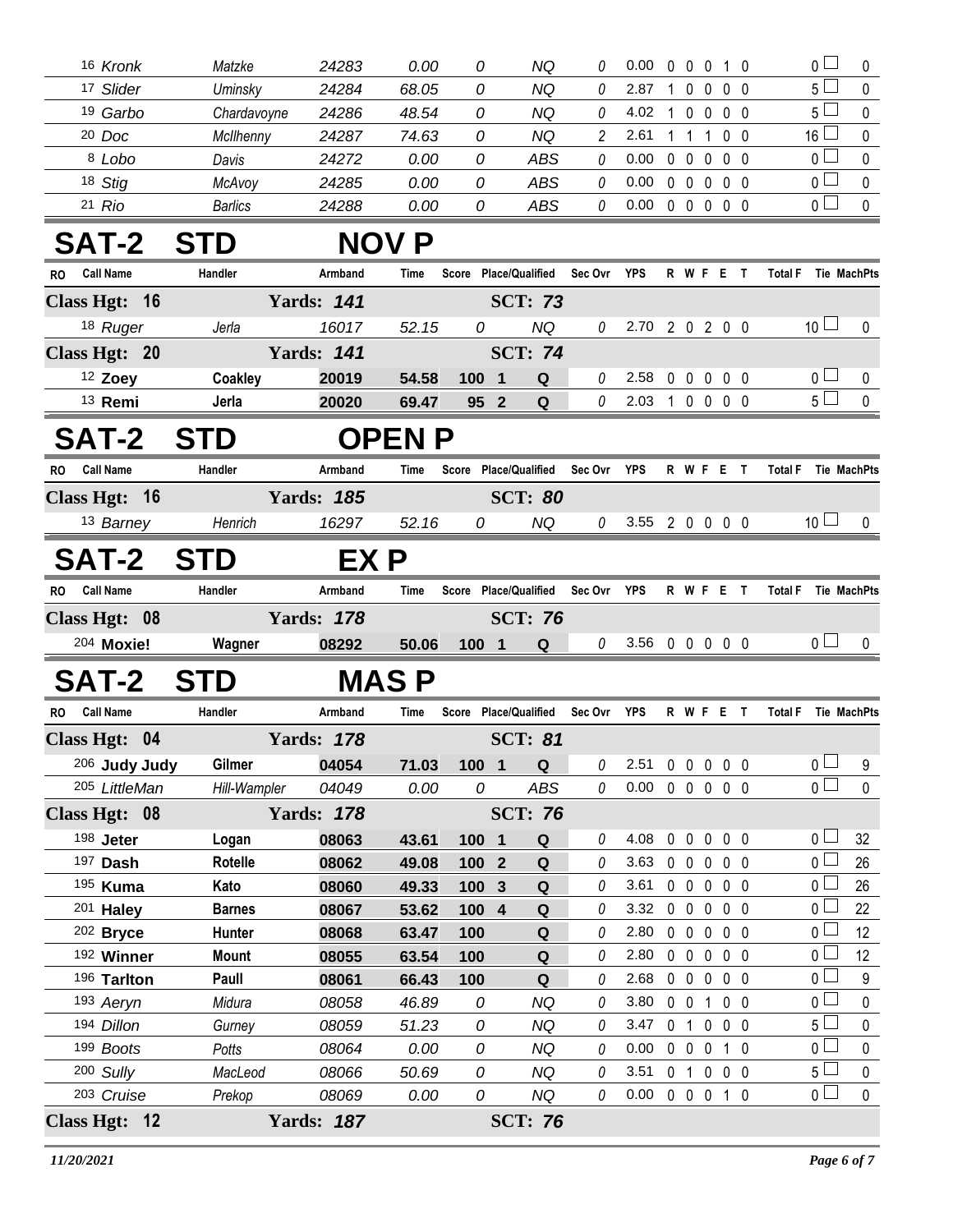| RO | Call Name | Handler | Armband | Time | Score | Place/Qualified | Sec Ovr | YPS | R | W | F | E | T | Total F | Tie | MachPts |
|---|---|---|---|---|---|---|---|---|---|---|---|---|---|---|---|---|
| 16 | Kronk | Matzke | 24283 | 0.00 | 0 | NQ | 0 | 0.00 | 0 | 0 | 0 | 1 | 0 | 0 | | 0 |
| 17 | Slider | Uminsky | 24284 | 68.05 | 0 | NQ | 0 | 2.87 | 1 | 0 | 0 | 0 | 0 | 5 | | 0 |
| 19 | Garbo | Chardavoyne | 24286 | 48.54 | 0 | NQ | 0 | 4.02 | 1 | 0 | 0 | 0 | 0 | 5 | | 0 |
| 20 | Doc | McIlhenny | 24287 | 74.63 | 0 | NQ | 2 | 2.61 | 1 | 1 | 1 | 0 | 0 | 16 | | 0 |
| 8 | Lobo | Davis | 24272 | 0.00 | 0 | ABS | 0 | 0.00 | 0 | 0 | 0 | 0 | 0 | 0 | | 0 |
| 18 | Stig | McAvoy | 24285 | 0.00 | 0 | ABS | 0 | 0.00 | 0 | 0 | 0 | 0 | 0 | 0 | | 0 |
| 21 | Rio | Barlics | 24288 | 0.00 | 0 | ABS | 0 | 0.00 | 0 | 0 | 0 | 0 | 0 | 0 | | 0 |

## SAT-2 STD NOV P

| RO | Call Name | Handler | Armband | Time | Score | Place/Qualified | Sec Ovr | YPS | R | W | F | E | T | Total F | Tie | MachPts |
|---|---|---|---|---|---|---|---|---|---|---|---|---|---|---|---|---|
| **Class Hgt: 16** | | | **Yards: 141** | | | **SCT: 73** | | | | | | | | | | |
| 18 | Ruger | Jerla | 16017 | 52.15 | 0 | NQ | 0 | 2.70 | 2 | 0 | 2 | 0 | 0 | 10 | | 0 |
| **Class Hgt: 20** | | | **Yards: 141** | | | **SCT: 74** | | | | | | | | | | |
| 12 | **Zoey** | **Coakley** | **20019** | **54.58** | **100 1** | **Q** | 0 | 2.58 | 0 | 0 | 0 | 0 | 0 | 0 | | 0 |
| 13 | **Remi** | **Jerla** | **20020** | **69.47** | **95 2** | **Q** | 0 | 2.03 | 1 | 0 | 0 | 0 | 0 | 5 | | 0 |

## SAT-2 STD OPEN P

| RO | Call Name | Handler | Armband | Time | Score | Place/Qualified | Sec Ovr | YPS | R | W | F | E | T | Total F | Tie | MachPts |
|---|---|---|---|---|---|---|---|---|---|---|---|---|---|---|---|---|
| **Class Hgt: 16** | | | **Yards: 185** | | | **SCT: 80** | | | | | | | | | | |
| 13 | Barney | Henrich | 16297 | 52.16 | 0 | NQ | 0 | 3.55 | 2 | 0 | 0 | 0 | 0 | 10 | | 0 |

## SAT-2 STD EX P

| RO | Call Name | Handler | Armband | Time | Score | Place/Qualified | Sec Ovr | YPS | R | W | F | E | T | Total F | Tie | MachPts |
|---|---|---|---|---|---|---|---|---|---|---|---|---|---|---|---|---|
| **Class Hgt: 08** | | | **Yards: 178** | | | **SCT: 76** | | | | | | | | | | |
| 204 | **Moxie!** | **Wagner** | **08292** | **50.06** | **100 1** | **Q** | 0 | 3.56 | 0 | 0 | 0 | 0 | 0 | 0 | | 0 |

## SAT-2 STD MAS P

| RO | Call Name | Handler | Armband | Time | Score | Place/Qualified | Sec Ovr | YPS | R | W | F | E | T | Total F | Tie | MachPts |
|---|---|---|---|---|---|---|---|---|---|---|---|---|---|---|---|---|
| **Class Hgt: 04** | | | **Yards: 178** | | | **SCT: 81** | | | | | | | | | | |
| 206 | **Judy Judy** | **Gilmer** | **04054** | **71.03** | **100 1** | **Q** | 0 | 2.51 | 0 | 0 | 0 | 0 | 0 | 0 | | 9 |
| 205 | LittleMan | Hill-Wampler | 04049 | 0.00 | 0 | ABS | 0 | 0.00 | 0 | 0 | 0 | 0 | 0 | 0 | | 0 |
| **Class Hgt: 08** | | | **Yards: 178** | | | **SCT: 76** | | | | | | | | | | |
| 198 | **Jeter** | **Logan** | **08063** | **43.61** | **100 1** | **Q** | 0 | 4.08 | 0 | 0 | 0 | 0 | 0 | 0 | | 32 |
| 197 | **Dash** | **Rotelle** | **08062** | **49.08** | **100 2** | **Q** | 0 | 3.63 | 0 | 0 | 0 | 0 | 0 | 0 | | 26 |
| 195 | **Kuma** | **Kato** | **08060** | **49.33** | **100 3** | **Q** | 0 | 3.61 | 0 | 0 | 0 | 0 | 0 | 0 | | 26 |
| 201 | **Haley** | **Barnes** | **08067** | **53.62** | **100 4** | **Q** | 0 | 3.32 | 0 | 0 | 0 | 0 | 0 | 0 | | 22 |
| 202 | **Bryce** | **Hunter** | **08068** | **63.47** | **100** | **Q** | 0 | 2.80 | 0 | 0 | 0 | 0 | 0 | 0 | | 12 |
| 192 | **Winner** | **Mount** | **08055** | **63.54** | **100** | **Q** | 0 | 2.80 | 0 | 0 | 0 | 0 | 0 | 0 | | 12 |
| 196 | **Tarlton** | **Paull** | **08061** | **66.43** | **100** | **Q** | 0 | 2.68 | 0 | 0 | 0 | 0 | 0 | 0 | | 9 |
| 193 | Aeryn | Midura | 08058 | 46.89 | 0 | NQ | 0 | 3.80 | 0 | 0 | 1 | 0 | 0 | 0 | | 0 |
| 194 | Dillon | Gurney | 08059 | 51.23 | 0 | NQ | 0 | 3.47 | 0 | 1 | 0 | 0 | 0 | 5 | | 0 |
| 199 | Boots | Potts | 08064 | 0.00 | 0 | NQ | 0 | 0.00 | 0 | 0 | 0 | 1 | 0 | 0 | | 0 |
| 200 | Sully | MacLeod | 08066 | 50.69 | 0 | NQ | 0 | 3.51 | 0 | 1 | 0 | 0 | 0 | 5 | | 0 |
| 203 | Cruise | Prekop | 08069 | 0.00 | 0 | NQ | 0 | 0.00 | 0 | 0 | 0 | 1 | 0 | 0 | | 0 |
| **Class Hgt: 12** | | | **Yards: 187** | | | **SCT: 76** | | | | | | | | | | |

*11/20/2021*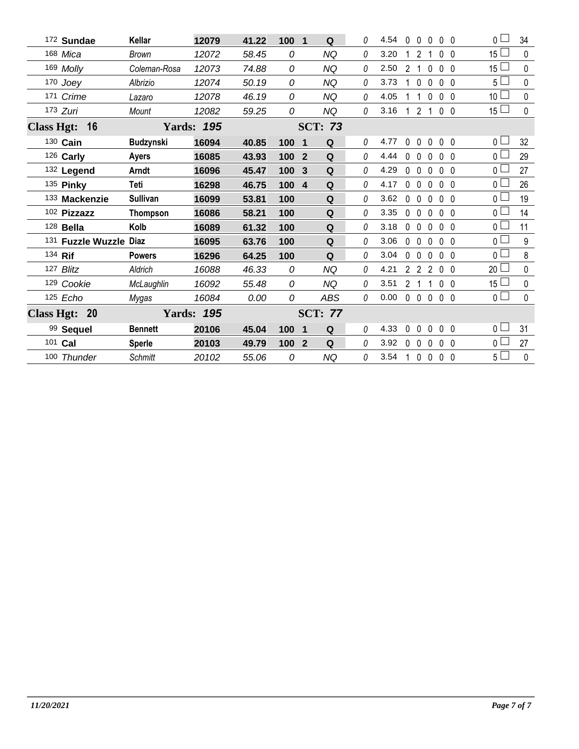| | | | | | | | | | | | | | | | | | |
|---|---|---|---|---|---|---|---|---|---|---|---|---|---|---|---|---|---|
| 172 **Sundae** | **Kellar** | **12079** | **41.22** | **100** | **1** | **Q** | *0* | 4.54 | 0 | 0 | 0 | 0 | 0 | 0 | 34 |
| 168 *Mica* | *Brown* | *12072* | *58.45* | *0* | | *NQ* | *0* | 3.20 | 1 | 2 | 1 | 0 | 0 | 15 | 0 |
| 169 *Molly* | *Coleman-Rosa* | *12073* | *74.88* | *0* | | *NQ* | *0* | 2.50 | 2 | 1 | 0 | 0 | 0 | 15 | 0 |
| 170 *Joey* | *Albrizio* | *12074* | *50.19* | *0* | | *NQ* | *0* | 3.73 | 1 | 0 | 0 | 0 | 0 | 5 | 0 |
| 171 *Crime* | *Lazaro* | *12078* | *46.19* | *0* | | *NQ* | *0* | 4.05 | 1 | 1 | 0 | 0 | 0 | 10 | 0 |
| 173 *Zuri* | *Mount* | *12082* | *59.25* | *0* | | *NQ* | *0* | 3.16 | 1 | 2 | 1 | 0 | 0 | 15 | 0 |
| **Class Hgt: 16** | | **Yards: 195** | | | | **SCT: 73** | | | | | | | | | |
| 130 **Cain** | **Budzynski** | **16094** | **40.85** | **100** | **1** | **Q** | *0* | 4.77 | 0 | 0 | 0 | 0 | 0 | 0 | 32 |
| 126 **Carly** | **Ayers** | **16085** | **43.93** | **100** | **2** | **Q** | *0* | 4.44 | 0 | 0 | 0 | 0 | 0 | 0 | 29 |
| 132 **Legend** | **Arndt** | **16096** | **45.47** | **100** | **3** | **Q** | *0* | 4.29 | 0 | 0 | 0 | 0 | 0 | 0 | 27 |
| 135 **Pinky** | **Teti** | **16298** | **46.75** | **100** | **4** | **Q** | *0* | 4.17 | 0 | 0 | 0 | 0 | 0 | 0 | 26 |
| 133 **Mackenzie** | **Sullivan** | **16099** | **53.81** | **100** | | **Q** | *0* | 3.62 | 0 | 0 | 0 | 0 | 0 | 0 | 19 |
| 102 **Pizzazz** | **Thompson** | **16086** | **58.21** | **100** | | **Q** | *0* | 3.35 | 0 | 0 | 0 | 0 | 0 | 0 | 14 |
| 128 **Bella** | **Kolb** | **16089** | **61.32** | **100** | | **Q** | *0* | 3.18 | 0 | 0 | 0 | 0 | 0 | 0 | 11 |
| 131 **Fuzzle Wuzzle** | **Diaz** | **16095** | **63.76** | **100** | | **Q** | *0* | 3.06 | 0 | 0 | 0 | 0 | 0 | 0 | 9 |
| 134 **Rif** | **Powers** | **16296** | **64.25** | **100** | | **Q** | *0* | 3.04 | 0 | 0 | 0 | 0 | 0 | 0 | 8 |
| 127 *Blitz* | *Aldrich* | *16088* | *46.33* | *0* | | *NQ* | *0* | 4.21 | 2 | 2 | 2 | 0 | 0 | 20 | 0 |
| 129 *Cookie* | *McLaughlin* | *16092* | *55.48* | *0* | | *NQ* | *0* | 3.51 | 2 | 1 | 1 | 0 | 0 | 15 | 0 |
| 125 *Echo* | *Mygas* | *16084* | *0.00* | *0* | | *ABS* | *0* | 0.00 | 0 | 0 | 0 | 0 | 0 | 0 | 0 |
| **Class Hgt: 20** | | **Yards: 195** | | | | **SCT: 77** | | | | | | | | | |
| 99 **Sequel** | **Bennett** | **20106** | **45.04** | **100** | **1** | **Q** | *0* | 4.33 | 0 | 0 | 0 | 0 | 0 | 0 | 31 |
| 101 **Cal** | **Sperle** | **20103** | **49.79** | **100** | **2** | **Q** | *0* | 3.92 | 0 | 0 | 0 | 0 | 0 | 0 | 27 |
| 100 *Thunder* | *Schmitt* | *20102* | *55.06* | *0* | | *NQ* | *0* | 3.54 | 1 | 0 | 0 | 0 | 0 | 5 | 0 |

*11/20/2021*